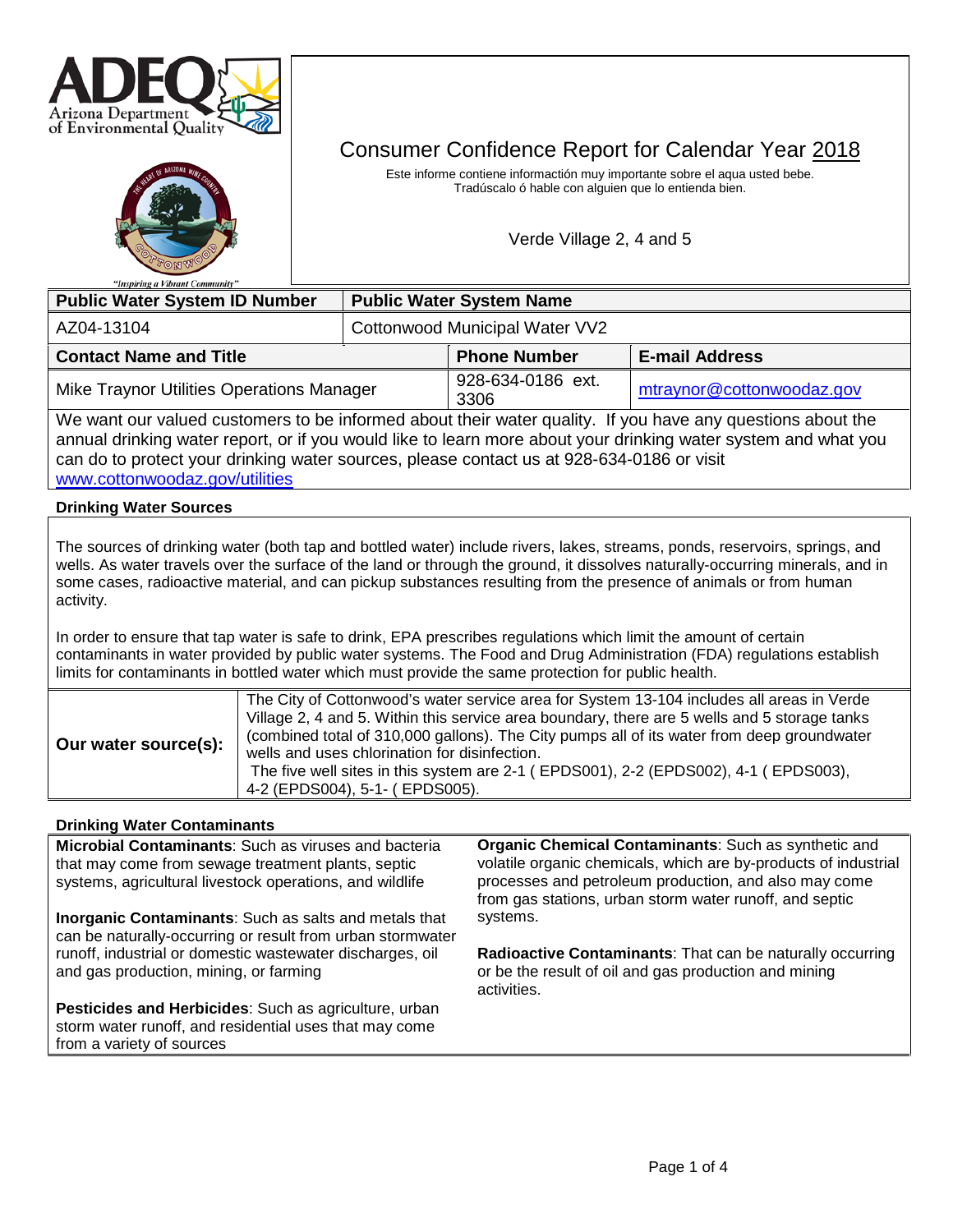# Consumer Confidence Report for Calendar Year 2018

Este informe contiene informactión muy importante sobre el aqua usted bebe.
Tradúscalo ó hable con alguien que lo entienda bien.

Verde Village 2, 4 and 5

| Public Water System ID Number | Public Water System Name |
|---|---|
| AZ04-13104 | Cottonwood Municipal Water VV2 |

| Contact Name and Title | Phone Number | E-mail Address |
|---|---|---|
| Mike Traynor Utilities Operations Manager | 928-634-0186 ext. 3306 | mtraynor@cottonwoodaz.gov |

We want our valued customers to be informed about their water quality. If you have any questions about the annual drinking water report, or if you would like to learn more about your drinking water system and what you can do to protect your drinking water sources, please contact us at 928-634-0186 or visit www.cottonwoodaz.gov/utilities

## Drinking Water Sources

The sources of drinking water (both tap and bottled water) include rivers, lakes, streams, ponds, reservoirs, springs, and wells. As water travels over the surface of the land or through the ground, it dissolves naturally-occurring minerals, and in some cases, radioactive material, and can pickup substances resulting from the presence of animals or from human activity.

In order to ensure that tap water is safe to drink, EPA prescribes regulations which limit the amount of certain contaminants in water provided by public water systems. The Food and Drug Administration (FDA) regulations establish limits for contaminants in bottled water which must provide the same protection for public health.

**Our water source(s):** The City of Cottonwood's water service area for System 13-104 includes all areas in Verde Village 2, 4 and 5. Within this service area boundary, there are 5 wells and 5 storage tanks (combined total of 310,000 gallons). The City pumps all of its water from deep groundwater wells and uses chlorination for disinfection.
The five well sites in this system are 2-1 ( EPDS001), 2-2 (EPDS002), 4-1 ( EPDS003), 4-2 (EPDS004), 5-1- ( EPDS005).

## Drinking Water Contaminants

**Microbial Contaminants**: Such as viruses and bacteria that may come from sewage treatment plants, septic systems, agricultural livestock operations, and wildlife

**Inorganic Contaminants**: Such as salts and metals that can be naturally-occurring or result from urban stormwater runoff, industrial or domestic wastewater discharges, oil and gas production, mining, or farming

**Pesticides and Herbicides**: Such as agriculture, urban storm water runoff, and residential uses that may come from a variety of sources

**Organic Chemical Contaminants**: Such as synthetic and volatile organic chemicals, which are by-products of industrial processes and petroleum production, and also may come from gas stations, urban storm water runoff, and septic systems.

**Radioactive Contaminants**: That can be naturally occurring or be the result of oil and gas production and mining activities.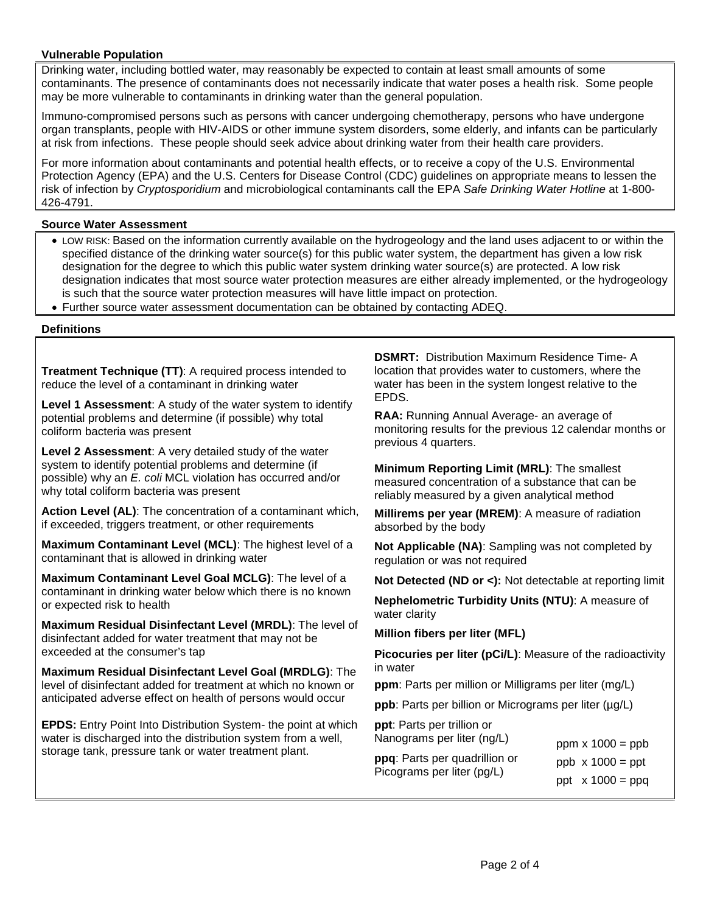## Vulnerable Population

Drinking water, including bottled water, may reasonably be expected to contain at least small amounts of some contaminants. The presence of contaminants does not necessarily indicate that water poses a health risk. Some people may be more vulnerable to contaminants in drinking water than the general population.

Immuno-compromised persons such as persons with cancer undergoing chemotherapy, persons who have undergone organ transplants, people with HIV-AIDS or other immune system disorders, some elderly, and infants can be particularly at risk from infections. These people should seek advice about drinking water from their health care providers.

For more information about contaminants and potential health effects, or to receive a copy of the U.S. Environmental Protection Agency (EPA) and the U.S. Centers for Disease Control (CDC) guidelines on appropriate means to lessen the risk of infection by *Cryptosporidium* and microbiological contaminants call the EPA *Safe Drinking Water Hotline* at 1-800-426-4791.

## Source Water Assessment

- LOW RISK: Based on the information currently available on the hydrogeology and the land uses adjacent to or within the specified distance of the drinking water source(s) for this public water system, the department has given a low risk designation for the degree to which this public water system drinking water source(s) are protected. A low risk designation indicates that most source water protection measures are either already implemented, or the hydrogeology is such that the source water protection measures will have little impact on protection.
- Further source water assessment documentation can be obtained by contacting ADEQ.

## Definitions

**Treatment Technique (TT)**: A required process intended to reduce the level of a contaminant in drinking water

**Level 1 Assessment**: A study of the water system to identify potential problems and determine (if possible) why total coliform bacteria was present

**Level 2 Assessment**: A very detailed study of the water system to identify potential problems and determine (if possible) why an *E. coli* MCL violation has occurred and/or why total coliform bacteria was present

**Action Level (AL)**: The concentration of a contaminant which, if exceeded, triggers treatment, or other requirements

**Maximum Contaminant Level (MCL)**: The highest level of a contaminant that is allowed in drinking water

**Maximum Contaminant Level Goal MCLG)**: The level of a contaminant in drinking water below which there is no known or expected risk to health

**Maximum Residual Disinfectant Level (MRDL)**: The level of disinfectant added for water treatment that may not be exceeded at the consumer's tap

**Maximum Residual Disinfectant Level Goal (MRDLG)**: The level of disinfectant added for treatment at which no known or anticipated adverse effect on health of persons would occur

**EPDS:** Entry Point Into Distribution System- the point at which water is discharged into the distribution system from a well, storage tank, pressure tank or water treatment plant.

**DSMRT:** Distribution Maximum Residence Time- A location that provides water to customers, where the water has been in the system longest relative to the EPDS.

**RAA:** Running Annual Average- an average of monitoring results for the previous 12 calendar months or previous 4 quarters.

**Minimum Reporting Limit (MRL)**: The smallest measured concentration of a substance that can be reliably measured by a given analytical method

**Millirems per year (MREM)**: A measure of radiation absorbed by the body

**Not Applicable (NA)**: Sampling was not completed by regulation or was not required

**Not Detected (ND or <):** Not detectable at reporting limit

**Nephelometric Turbidity Units (NTU)**: A measure of water clarity

**Million fibers per liter (MFL)**

**Picocuries per liter (pCi/L)**: Measure of the radioactivity in water

**ppm**: Parts per million or Milligrams per liter (mg/L)

**ppb**: Parts per billion or Micrograms per liter (µg/L)

**ppt**: Parts per trillion or Nanograms per liter (ng/L)

**ppq**: Parts per quadrillion or Picograms per liter (pg/L)

ppm x 1000 = ppb

ppb x 1000 = ppt

ppt x 1000 = ppq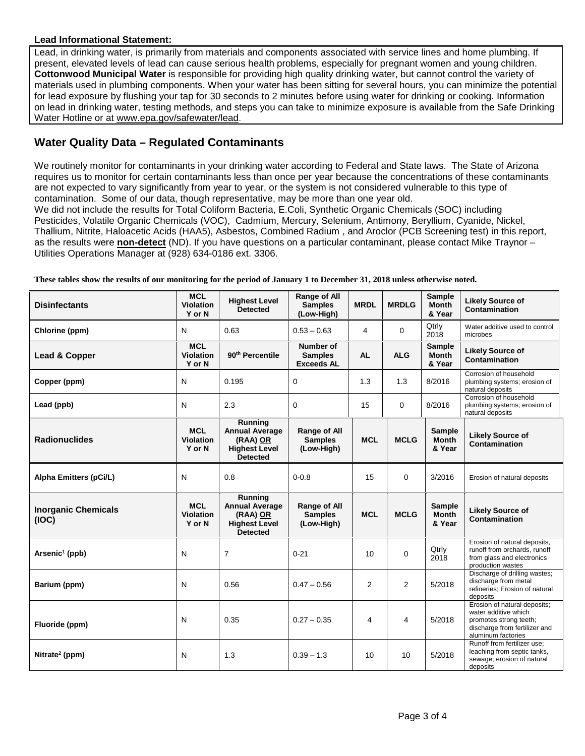**Lead Informational Statement:**

Lead, in drinking water, is primarily from materials and components associated with service lines and home plumbing. If present, elevated levels of lead can cause serious health problems, especially for pregnant women and young children. **Cottonwood Municipal Water** is responsible for providing high quality drinking water, but cannot control the variety of materials used in plumbing components. When your water has been sitting for several hours, you can minimize the potential for lead exposure by flushing your tap for 30 seconds to 2 minutes before using water for drinking or cooking. Information on lead in drinking water, testing methods, and steps you can take to minimize exposure is available from the Safe Drinking Water Hotline or at www.epa.gov/safewater/lead.

## Water Quality Data – Regulated Contaminants

We routinely monitor for contaminants in your drinking water according to Federal and State laws. The State of Arizona requires us to monitor for certain contaminants less than once per year because the concentrations of these contaminants are not expected to vary significantly from year to year, or the system is not considered vulnerable to this type of contamination. Some of our data, though representative, may be more than one year old.

We did not include the results for Total Coliform Bacteria, E.Coli, Synthetic Organic Chemicals (SOC) including Pesticides, Volatile Organic Chemicals (VOC), Cadmium, Mercury, Selenium, Antimony, Beryllium, Cyanide, Nickel, Thallium, Nitrite, Haloacetic Acids (HAA5), Asbestos, Combined Radium , and Aroclor (PCB Screening test) in this report, as the results were **non-detect** (ND). If you have questions on a particular contaminant, please contact Mike Traynor – Utilities Operations Manager at (928) 634-0186 ext. 3306.

**These tables show the results of our monitoring for the period of January 1 to December 31, 2018 unless otherwise noted.**

| Disinfectants | MCL Violation Y or N | Highest Level Detected | Range of All Samples (Low-High) | MRDL | MRDLG | Sample Month & Year | Likely Source of Contamination |
|---|---|---|---|---|---|---|---|
| Chlorine (ppm) | N | 0.63 | 0.53 – 0.63 | 4 | 0 | Qtrly 2018 | Water additive used to control microbes |

| Lead & Copper | MCL Violation Y or N | 90th Percentile | Number of Samples Exceeds AL | AL | ALG | Sample Month & Year | Likely Source of Contamination |
|---|---|---|---|---|---|---|---|
| Copper (ppm) | N | 0.195 | 0 | 1.3 | 1.3 | 8/2016 | Corrosion of household plumbing systems; erosion of natural deposits |
| Lead (ppb) | N | 2.3 | 0 | 15 | 0 | 8/2016 | Corrosion of household plumbing systems; erosion of natural deposits |

| Radionuclides | MCL Violation Y or N | Running Annual Average (RAA) OR Highest Level Detected | Range of All Samples (Low-High) | MCL | MCLG | Sample Month & Year | Likely Source of Contamination |
|---|---|---|---|---|---|---|---|
| Alpha Emitters (pCi/L) | N | 0.8 | 0-0.8 | 15 | 0 | 3/2016 | Erosion of natural deposits |

| Inorganic Chemicals (IOC) | MCL Violation Y or N | Running Annual Average (RAA) OR Highest Level Detected | Range of All Samples (Low-High) | MCL | MCLG | Sample Month & Year | Likely Source of Contamination |
|---|---|---|---|---|---|---|---|
| Arsenic[1] (ppb) | N | 7 | 0-21 | 10 | 0 | Qtrly 2018 | Erosion of natural deposits, runoff from orchards, runoff from glass and electronics production wastes |
| Barium (ppm) | N | 0.56 | 0.47 – 0.56 | 2 | 2 | 5/2018 | Discharge of drilling wastes; discharge from metal refineries; Erosion of natural deposits |
| Fluoride (ppm) | N | 0.35 | 0.27 – 0.35 | 4 | 4 | 5/2018 | Erosion of natural deposits; water additive which promotes strong teeth; discharge from fertilizer and aluminum factories |
| Nitrate[2] (ppm) | N | 1.3 | 0.39 – 1.3 | 10 | 10 | 5/2018 | Runoff from fertilizer use; leaching from septic tanks, sewage; erosion of natural deposits |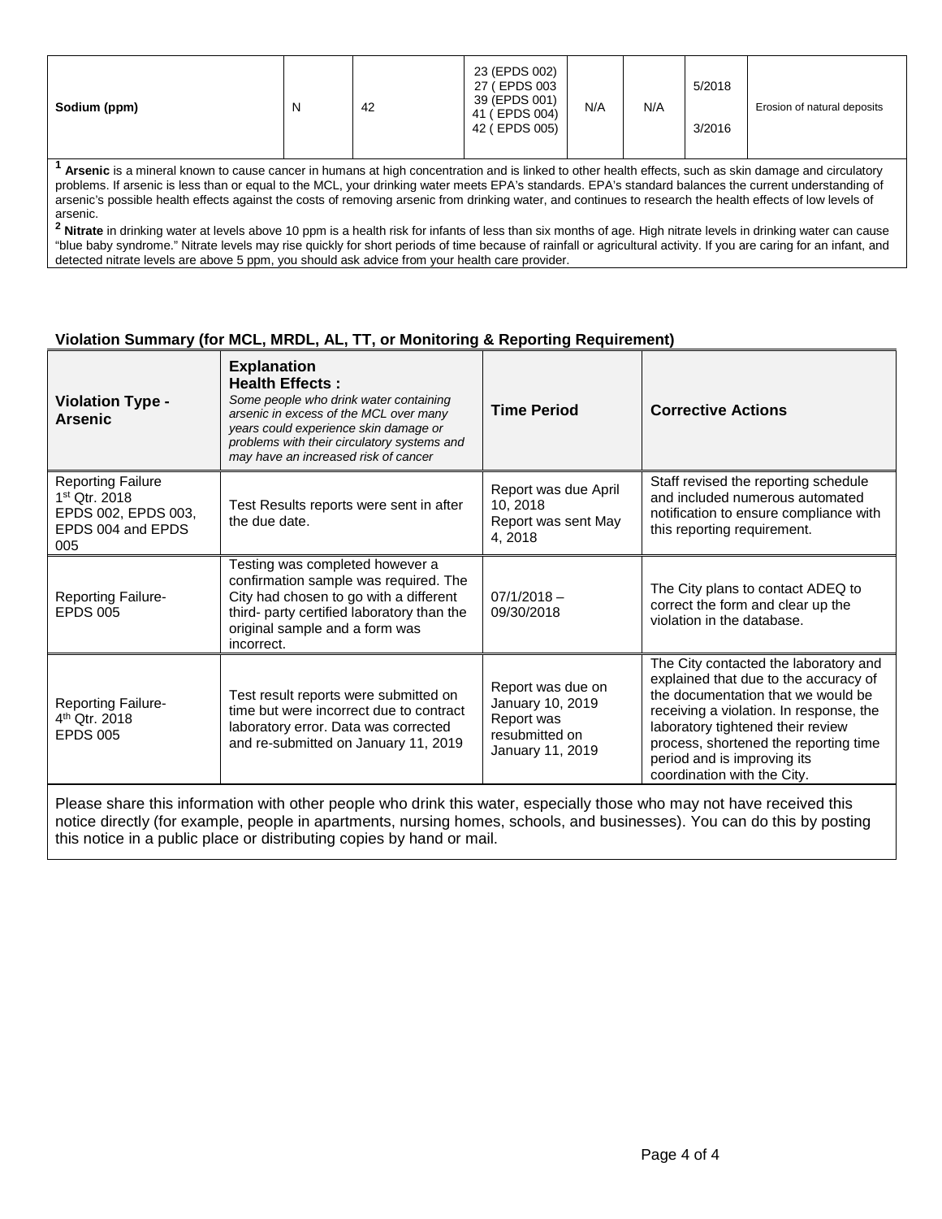| | | | | | | | |
|---|---|---|---|---|---|---|---|
| **Sodium (ppm)** | N | 42 | 23 (EPDS 002)<br>27 ( EPDS 003<br>39 (EPDS 001)<br>41 ( EPDS 004)<br>42 ( EPDS 005) | N/A | N/A | 5/2018<br><br>3/2016 | Erosion of natural deposits |

[1] **Arsenic** is a mineral known to cause cancer in humans at high concentration and is linked to other health effects, such as skin damage and circulatory problems. If arsenic is less than or equal to the MCL, your drinking water meets EPA's standards. EPA's standard balances the current understanding of arsenic's possible health effects against the costs of removing arsenic from drinking water, and continues to research the health effects of low levels of arsenic.

[2] **Nitrate** in drinking water at levels above 10 ppm is a health risk for infants of less than six months of age. High nitrate levels in drinking water can cause "blue baby syndrome." Nitrate levels may rise quickly for short periods of time because of rainfall or agricultural activity. If you are caring for an infant, and detected nitrate levels are above 5 ppm, you should ask advice from your health care provider.

### Violation Summary (for MCL, MRDL, AL, TT, or Monitoring & Reporting Requirement)

| **Violation Type - Arsenic** | **Explanation**<br>**Health Effects :**<br>*Some people who drink water containing arsenic in excess of the MCL over many years could experience skin damage or problems with their circulatory systems and may have an increased risk of cancer* | **Time Period** | **Corrective Actions** |
|---|---|---|---|
| Reporting Failure<br>1st Qtr. 2018<br>EPDS 002, EPDS 003, EPDS 004 and EPDS 005 | Test Results reports were sent in after the due date. | Report was due April 10, 2018<br>Report was sent May 4, 2018 | Staff revised the reporting schedule and included numerous automated notification to ensure compliance with this reporting requirement. |
| Reporting Failure-<br>EPDS 005 | Testing was completed however a confirmation sample was required. The City had chosen to go with a different third- party certified laboratory than the original sample and a form was incorrect. | 07/1/2018 – 09/30/2018 | The City plans to contact ADEQ to correct the form and clear up the violation in the database. |
| Reporting Failure-<br>4th Qtr. 2018<br>EPDS 005 | Test result reports were submitted on time but were incorrect due to contract laboratory error. Data was corrected and re-submitted on January 11, 2019 | Report was due on January 10, 2019<br>Report was resubmitted on January 11, 2019 | The City contacted the laboratory and explained that due to the accuracy of the documentation that we would be receiving a violation. In response, the laboratory tightened their review process, shortened the reporting time period and is improving its coordination with the City. |

Please share this information with other people who drink this water, especially those who may not have received this notice directly (for example, people in apartments, nursing homes, schools, and businesses). You can do this by posting this notice in a public place or distributing copies by hand or mail.